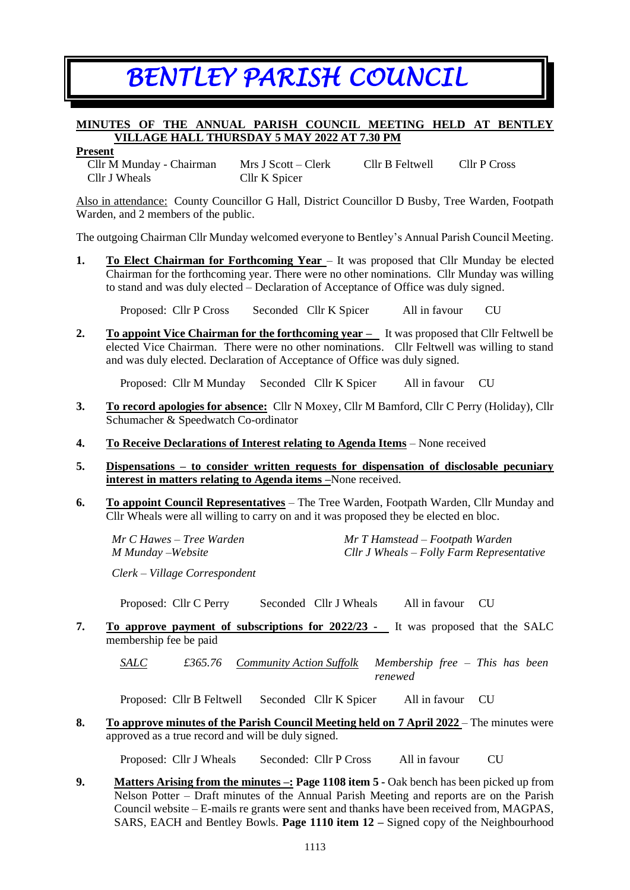# BENTLEY PARISH COUNCIL

**MINUTES OF THE ANNUAL PARISH COUNCIL MEETING HELD AT BENTLEY VILLAGE HALL THURSDAY 5 MAY 2022 AT 7.30 PM**

**Present**

| | | | |
|---|---|---|---|
| Cllr M Munday - Chairman | Mrs J Scott – Clerk | Cllr B Feltwell | Cllr P Cross |
| Cllr J Wheals | Cllr K Spicer | | |

Also in attendance: County Councillor G Hall, District Councillor D Busby, Tree Warden, Footpath Warden, and 2 members of the public.

The outgoing Chairman Cllr Munday welcomed everyone to Bentley's Annual Parish Council Meeting.

**1.** **To Elect Chairman for Forthcoming Year** – It was proposed that Cllr Munday be elected Chairman for the forthcoming year. There were no other nominations. Cllr Munday was willing to stand and was duly elected – Declaration of Acceptance of Office was duly signed.

Proposed: Cllr P Cross Seconded Cllr K Spicer All in favour CU

**2.** **To appoint Vice Chairman for the forthcoming year –** It was proposed that Cllr Feltwell be elected Vice Chairman. There were no other nominations. Cllr Feltwell was willing to stand and was duly elected. Declaration of Acceptance of Office was duly signed.

Proposed: Cllr M Munday Seconded Cllr K Spicer All in favour CU

**3.** **To record apologies for absence:** Cllr N Moxey, Cllr M Bamford, Cllr C Perry (Holiday), Cllr Schumacher & Speedwatch Co-ordinator

**4.** **To Receive Declarations of Interest relating to Agenda Items** – None received

**5.** **Dispensations – to consider written requests for dispensation of disclosable pecuniary interest in matters relating to Agenda items –**None received.

**6.** **To appoint Council Representatives** – The Tree Warden, Footpath Warden, Cllr Munday and Cllr Wheals were all willing to carry on and it was proposed they be elected en bloc.

| | |
|---|---|
| *Mr C Hawes – Tree Warden* | *Mr T Hamstead – Footpath Warden* |
| *M Munday –Website* | *Cllr J Wheals – Folly Farm Representative* |
| *Clerk – Village Correspondent* | |

Proposed: Cllr C Perry Seconded Cllr J Wheals All in favour CU

**7.** **To approve payment of subscriptions for 2022/23 -** It was proposed that the SALC membership fee be paid

| | | | |
|---|---|---|---|
| *SALC* | *£365.76* | *Community Action Suffolk* | *Membership free – This has been renewed* |

Proposed: Cllr B Feltwell Seconded Cllr K Spicer All in favour CU

**8.** **To approve minutes of the Parish Council Meeting held on 7 April 2022** – The minutes were approved as a true record and will be duly signed.

Proposed: Cllr J Wheals Seconded: Cllr P Cross All in favour CU

**9.** **Matters Arising from the minutes –: Page 1108 item 5 -** Oak bench has been picked up from Nelson Potter – Draft minutes of the Annual Parish Meeting and reports are on the Parish Council website – E-mails re grants were sent and thanks have been received from, MAGPAS, SARS, EACH and Bentley Bowls. **Page 1110 item 12 –** Signed copy of the Neighbourhood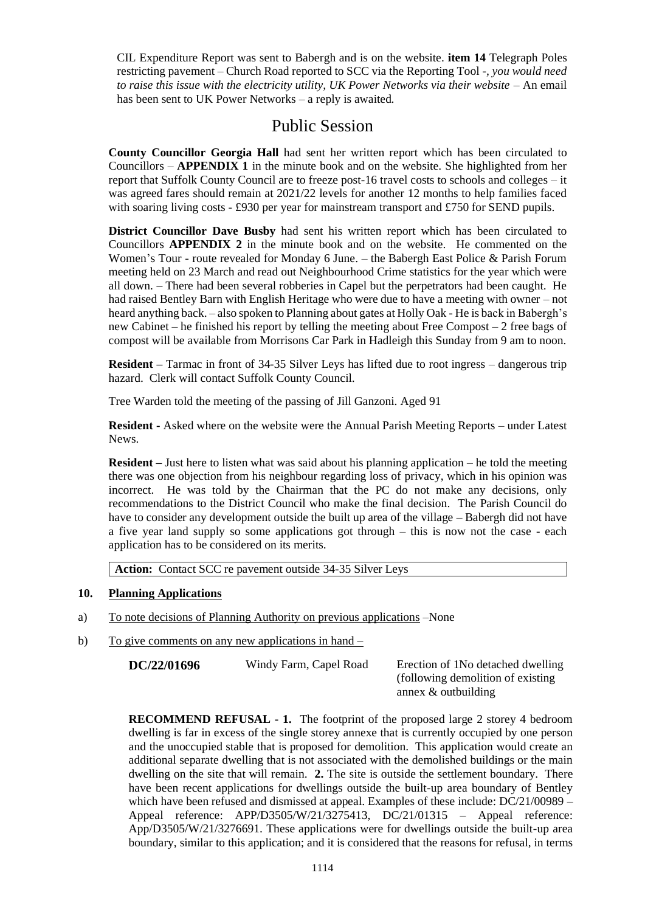CIL Expenditure Report was sent to Babergh and is on the website. **item 14** Telegraph Poles restricting pavement – Church Road reported to SCC via the Reporting Tool -, *you would need to raise this issue with the electricity utility, UK Power Networks via their website* – An email has been sent to UK Power Networks – a reply is awaited.

# Public Session

**County Councillor Georgia Hall** had sent her written report which has been circulated to Councillors – **APPENDIX 1** in the minute book and on the website. She highlighted from her report that Suffolk County Council are to freeze post-16 travel costs to schools and colleges – it was agreed fares should remain at 2021/22 levels for another 12 months to help families faced with soaring living costs - £930 per year for mainstream transport and £750 for SEND pupils.

**District Councillor Dave Busby** had sent his written report which has been circulated to Councillors **APPENDIX 2** in the minute book and on the website. He commented on the Women's Tour - route revealed for Monday 6 June. – the Babergh East Police & Parish Forum meeting held on 23 March and read out Neighbourhood Crime statistics for the year which were all down. – There had been several robberies in Capel but the perpetrators had been caught. He had raised Bentley Barn with English Heritage who were due to have a meeting with owner – not heard anything back. – also spoken to Planning about gates at Holly Oak - He is back in Babergh's new Cabinet – he finished his report by telling the meeting about Free Compost – 2 free bags of compost will be available from Morrisons Car Park in Hadleigh this Sunday from 9 am to noon.

**Resident –** Tarmac in front of 34-35 Silver Leys has lifted due to root ingress – dangerous trip hazard. Clerk will contact Suffolk County Council.

Tree Warden told the meeting of the passing of Jill Ganzoni. Aged 91

**Resident -** Asked where on the website were the Annual Parish Meeting Reports – under Latest News.

**Resident –** Just here to listen what was said about his planning application – he told the meeting there was one objection from his neighbour regarding loss of privacy, which in his opinion was incorrect. He was told by the Chairman that the PC do not make any decisions, only recommendations to the District Council who make the final decision. The Parish Council do have to consider any development outside the built up area of the village – Babergh did not have a five year land supply so some applications got through – this is now not the case - each application has to be considered on its merits.

**Action:** Contact SCC re pavement outside 34-35 Silver Leys

**10. Planning Applications**

a) To note decisions of Planning Authority on previous applications –None

b) To give comments on any new applications in hand –

| **DC/22/01696** | Windy Farm, Capel Road | Erection of 1No detached dwelling (following demolition of existing annex & outbuilding |
|---|---|---|

**RECOMMEND REFUSAL - 1.** The footprint of the proposed large 2 storey 4 bedroom dwelling is far in excess of the single storey annexe that is currently occupied by one person and the unoccupied stable that is proposed for demolition. This application would create an additional separate dwelling that is not associated with the demolished buildings or the main dwelling on the site that will remain. **2.** The site is outside the settlement boundary. There have been recent applications for dwellings outside the built-up area boundary of Bentley which have been refused and dismissed at appeal. Examples of these include: DC/21/00989 – Appeal reference: APP/D3505/W/21/3275413, DC/21/01315 – Appeal reference: App/D3505/W/21/3276691. These applications were for dwellings outside the built-up area boundary, similar to this application; and it is considered that the reasons for refusal, in terms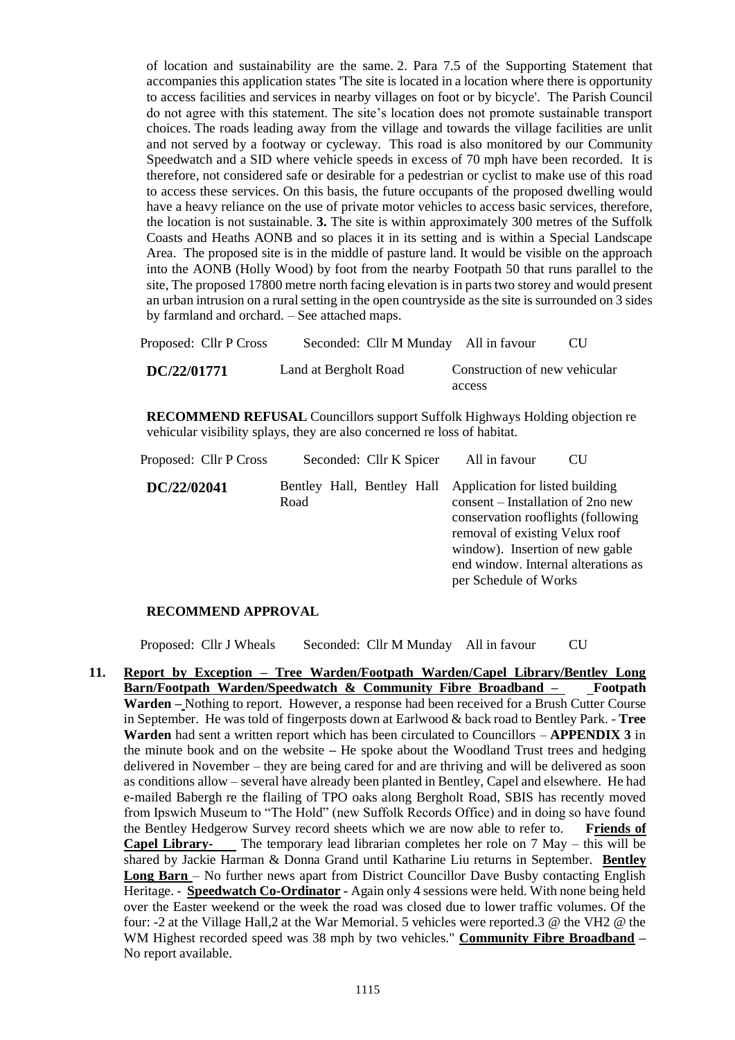of location and sustainability are the same. 2. Para 7.5 of the Supporting Statement that accompanies this application states 'The site is located in a location where there is opportunity to access facilities and services in nearby villages on foot or by bicycle'. The Parish Council do not agree with this statement. The site's location does not promote sustainable transport choices. The roads leading away from the village and towards the village facilities are unlit and not served by a footway or cycleway. This road is also monitored by our Community Speedwatch and a SID where vehicle speeds in excess of 70 mph have been recorded. It is therefore, not considered safe or desirable for a pedestrian or cyclist to make use of this road to access these services. On this basis, the future occupants of the proposed dwelling would have a heavy reliance on the use of private motor vehicles to access basic services, therefore, the location is not sustainable. **3.** The site is within approximately 300 metres of the Suffolk Coasts and Heaths AONB and so places it in its setting and is within a Special Landscape Area. The proposed site is in the middle of pasture land. It would be visible on the approach into the AONB (Holly Wood) by foot from the nearby Footpath 50 that runs parallel to the site, The proposed 17800 metre north facing elevation is in parts two storey and would present an urban intrusion on a rural setting in the open countryside as the site is surrounded on 3 sides by farmland and orchard. – See attached maps.

Proposed: Cllr P Cross    Seconded: Cllr M Munday    All in favour    CU

| | | |
|---|---|---|
| **DC/22/01771** | Land at Bergholt Road | Construction of new vehicular access |

**RECOMMEND REFUSAL** Councillors support Suffolk Highways Holding objection re vehicular visibility splays, they are also concerned re loss of habitat.

Proposed: Cllr P Cross    Seconded: Cllr K Spicer    All in favour    CU

| | | |
|---|---|---|
| **DC/22/02041** | Bentley Hall, Bentley Hall Road | Application for listed building consent – Installation of 2no new conservation rooflights (following removal of existing Velux roof window). Insertion of new gable end window. Internal alterations as per Schedule of Works |

**RECOMMEND APPROVAL**

Proposed: Cllr J Wheals    Seconded: Cllr M Munday    All in favour    CU

**11. Report by Exception – Tree Warden/Footpath Warden/Capel Library/Bentley Long Barn/Footpath Warden/Speedwatch & Community Fibre Broadband – Footpath Warden –** Nothing to report. However, a response had been received for a Brush Cutter Course in September. He was told of fingerposts down at Earlwood & back road to Bentley Park. - **Tree Warden** had sent a written report which has been circulated to Councillors – **APPENDIX 3** in the minute book and on the website **–** He spoke about the Woodland Trust trees and hedging delivered in November – they are being cared for and are thriving and will be delivered as soon as conditions allow – several have already been planted in Bentley, Capel and elsewhere. He had e-mailed Babergh re the flailing of TPO oaks along Bergholt Road, SBIS has recently moved from Ipswich Museum to "The Hold" (new Suffolk Records Office) and in doing so have found the Bentley Hedgerow Survey record sheets which we are now able to refer to. **Friends of Capel Library-** The temporary lead librarian completes her role on 7 May – this will be shared by Jackie Harman & Donna Grand until Katharine Liu returns in September. **Bentley Long Barn** – No further news apart from District Councillor Dave Busby contacting English Heritage. - **Speedwatch Co-Ordinator -** Again only 4 sessions were held. With none being held over the Easter weekend or the week the road was closed due to lower traffic volumes. Of the four: -2 at the Village Hall,2 at the War Memorial. 5 vehicles were reported.3 @ the VH2 @ the WM Highest recorded speed was 38 mph by two vehicles." **Community Fibre Broadband –** No report available.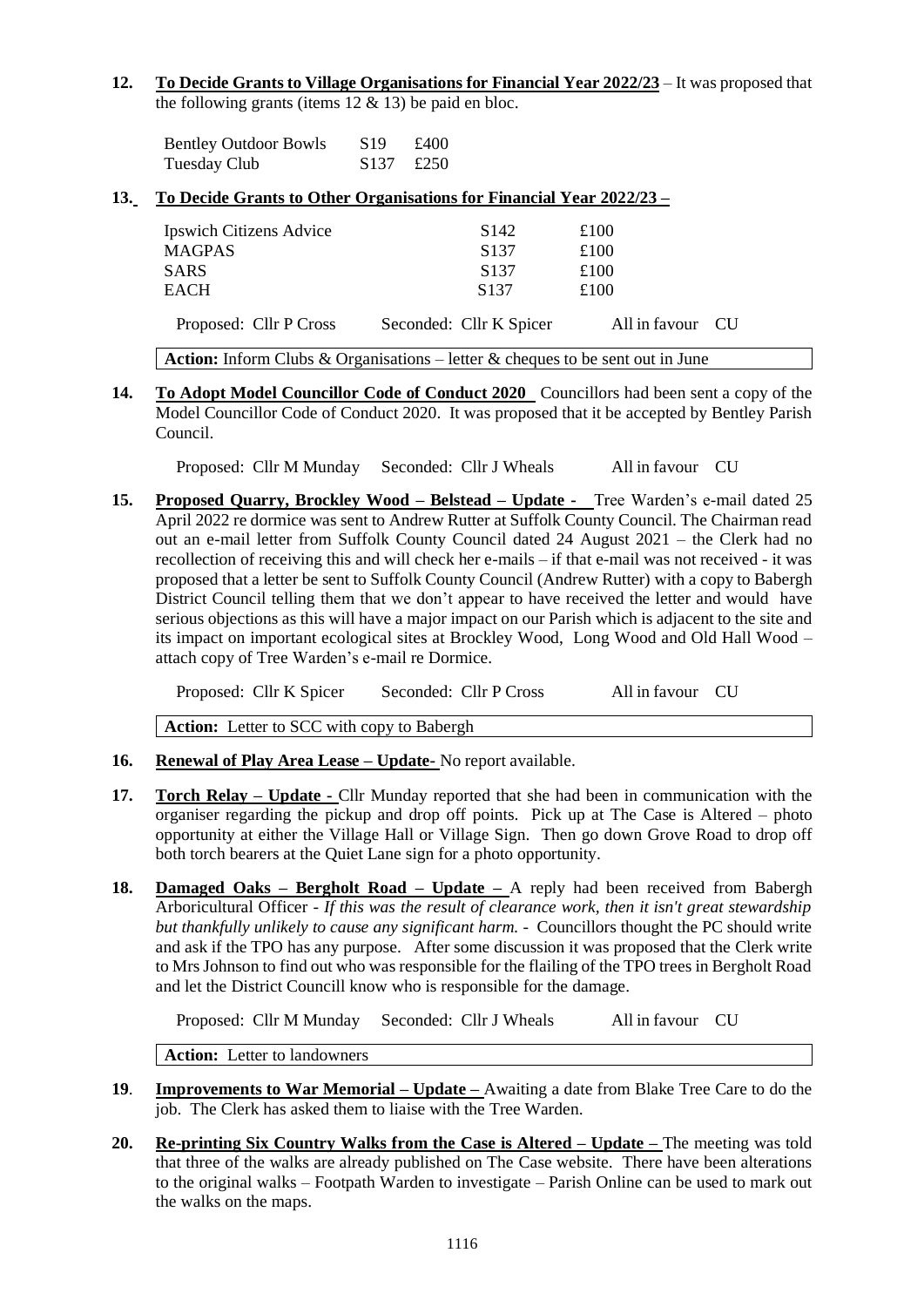**12. To Decide Grants to Village Organisations for Financial Year 2022/23** – It was proposed that the following grants (items 12 & 13) be paid en bloc.

| | | |
|---|---|---|
| Bentley Outdoor Bowls | S19 | £400 |
| Tuesday Club | S137 | £250 |

**13. To Decide Grants to Other Organisations for Financial Year 2022/23 –**

| | | |
|---|---|---|
| Ipswich Citizens Advice | S142 | £100 |
| MAGPAS | S137 | £100 |
| SARS | S137 | £100 |
| EACH | S137 | £100 |

Proposed: Cllr P Cross Seconded: Cllr K Spicer All in favour CU

**Action:** Inform Clubs & Organisations – letter & cheques to be sent out in June

**14. To Adopt Model Councillor Code of Conduct 2020** Councillors had been sent a copy of the Model Councillor Code of Conduct 2020. It was proposed that it be accepted by Bentley Parish Council.

Proposed: Cllr M Munday Seconded: Cllr J Wheals All in favour CU

**15. Proposed Quarry, Brockley Wood – Belstead – Update -** Tree Warden's e-mail dated 25 April 2022 re dormice was sent to Andrew Rutter at Suffolk County Council. The Chairman read out an e-mail letter from Suffolk County Council dated 24 August 2021 – the Clerk had no recollection of receiving this and will check her e-mails – if that e-mail was not received - it was proposed that a letter be sent to Suffolk County Council (Andrew Rutter) with a copy to Babergh District Council telling them that we don't appear to have received the letter and would have serious objections as this will have a major impact on our Parish which is adjacent to the site and its impact on important ecological sites at Brockley Wood, Long Wood and Old Hall Wood – attach copy of Tree Warden's e-mail re Dormice.

Proposed: Cllr K Spicer Seconded: Cllr P Cross All in favour CU

**Action:** Letter to SCC with copy to Babergh

**16. Renewal of Play Area Lease – Update-** No report available.

**17. Torch Relay – Update -** Cllr Munday reported that she had been in communication with the organiser regarding the pickup and drop off points. Pick up at The Case is Altered – photo opportunity at either the Village Hall or Village Sign. Then go down Grove Road to drop off both torch bearers at the Quiet Lane sign for a photo opportunity.

**18. Damaged Oaks – Bergholt Road – Update –** A reply had been received from Babergh Arboricultural Officer - *If this was the result of clearance work, then it isn't great stewardship but thankfully unlikely to cause any significant harm.* - Councillors thought the PC should write and ask if the TPO has any purpose. After some discussion it was proposed that the Clerk write to Mrs Johnson to find out who was responsible for the flailing of the TPO trees in Bergholt Road and let the District Councill know who is responsible for the damage.

Proposed: Cllr M Munday Seconded: Cllr J Wheals All in favour CU

**Action:** Letter to landowners

**19. Improvements to War Memorial – Update –** Awaiting a date from Blake Tree Care to do the job. The Clerk has asked them to liaise with the Tree Warden.

**20. Re-printing Six Country Walks from the Case is Altered – Update –** The meeting was told that three of the walks are already published on The Case website. There have been alterations to the original walks – Footpath Warden to investigate – Parish Online can be used to mark out the walks on the maps.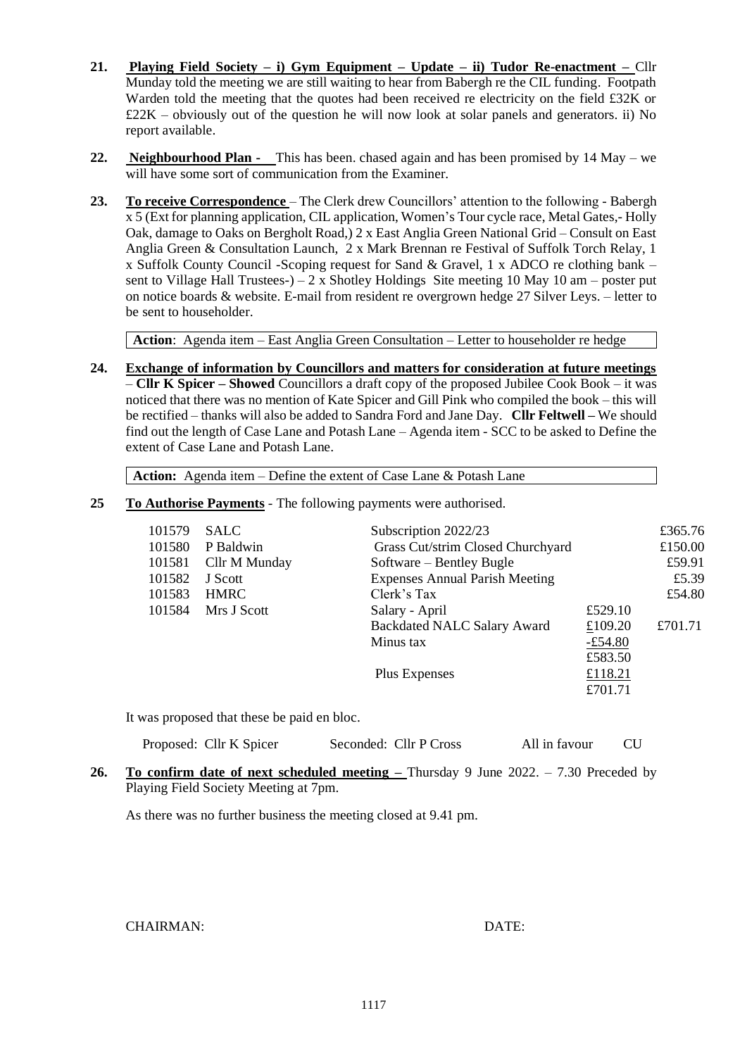**21. Playing Field Society – i) Gym Equipment – Update – ii) Tudor Re-enactment –** Cllr Munday told the meeting we are still waiting to hear from Babergh re the CIL funding. Footpath Warden told the meeting that the quotes had been received re electricity on the field £32K or £22K – obviously out of the question he will now look at solar panels and generators. ii) No report available.

**22. Neighbourhood Plan -** This has been. chased again and has been promised by 14 May – we will have some sort of communication from the Examiner.

**23. To receive Correspondence** – The Clerk drew Councillors' attention to the following - Babergh x 5 (Ext for planning application, CIL application, Women's Tour cycle race, Metal Gates,- Holly Oak, damage to Oaks on Bergholt Road,) 2 x East Anglia Green National Grid – Consult on East Anglia Green & Consultation Launch, 2 x Mark Brennan re Festival of Suffolk Torch Relay, 1 x Suffolk County Council -Scoping request for Sand & Gravel, 1 x ADCO re clothing bank – sent to Village Hall Trustees-) – 2 x Shotley Holdings Site meeting 10 May 10 am – poster put on notice boards & website. E-mail from resident re overgrown hedge 27 Silver Leys. – letter to be sent to householder.

**Action**: Agenda item – East Anglia Green Consultation – Letter to householder re hedge

**24. Exchange of information by Councillors and matters for consideration at future meetings** – **Cllr K Spicer – Showed** Councillors a draft copy of the proposed Jubilee Cook Book – it was noticed that there was no mention of Kate Spicer and Gill Pink who compiled the book – this will be rectified – thanks will also be added to Sandra Ford and Jane Day. **Cllr Feltwell –** We should find out the length of Case Lane and Potash Lane – Agenda item - SCC to be asked to Define the extent of Case Lane and Potash Lane.

**Action:** Agenda item – Define the extent of Case Lane & Potash Lane

**25 To Authorise Payments** - The following payments were authorised.

| | | | | |
|---|---|---|---|---|
| 101579 | SALC | Subscription 2022/23 | | £365.76 |
| 101580 | P Baldwin | Grass Cut/strim Closed Churchyard | | £150.00 |
| 101581 | Cllr M Munday | Software – Bentley Bugle | | £59.91 |
| 101582 | J Scott | Expenses Annual Parish Meeting | | £5.39 |
| 101583 | HMRC | Clerk's Tax | | £54.80 |
| 101584 | Mrs J Scott | Salary - April | £529.10 | |
| | | Backdated NALC Salary Award | £109.20 | £701.71 |
| | | Minus tax | -£54.80 | |
| | | | £583.50 | |
| | | Plus Expenses | £118.21 | |
| | | | £701.71 | |

It was proposed that these be paid en bloc.

Proposed: Cllr K Spicer Seconded: Cllr P Cross All in favour CU

**26. To confirm date of next scheduled meeting –** Thursday 9 June 2022. – 7.30 Preceded by Playing Field Society Meeting at 7pm.

As there was no further business the meeting closed at 9.41 pm.

CHAIRMAN: DATE: